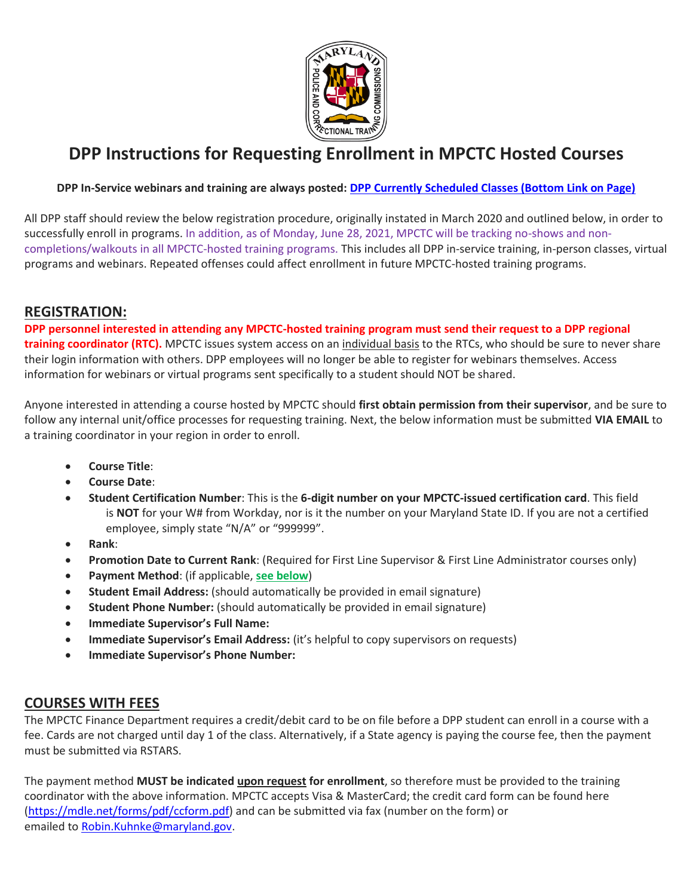# DPP Instructions for Requesting Enrollment in MPCTC Hosted Courses

**DPP In-Service webinars and training are always posted: [DPP Currently Scheduled Classes (Bottom Link on Page)]()**

All DPP staff should review the below registration procedure, originally instated in March 2020 and outlined below, in order to successfully enroll in programs. In addition, as of Monday, June 28, 2021, MPCTC will be tracking no-shows and non-completions/walkouts in all MPCTC-hosted training programs. This includes all DPP in-service training, in-person classes, virtual programs and webinars. Repeated offenses could affect enrollment in future MPCTC-hosted training programs.

## REGISTRATION:

**DPP personnel interested in attending any MPCTC-hosted training program must send their request to a DPP regional training coordinator (RTC).** MPCTC issues system access on an individual basis to the RTCs, who should be sure to never share their login information with others. DPP employees will no longer be able to register for webinars themselves. Access information for webinars or virtual programs sent specifically to a student should NOT be shared.

Anyone interested in attending a course hosted by MPCTC should **first obtain permission from their supervisor**, and be sure to follow any internal unit/office processes for requesting training. Next, the below information must be submitted **VIA EMAIL** to a training coordinator in your region in order to enroll.

- **Course Title**:
- **Course Date**:
- **Student Certification Number**: This is the **6-digit number on your MPCTC-issued certification card**. This field is **NOT** for your W# from Workday, nor is it the number on your Maryland State ID. If you are not a certified employee, simply state "N/A" or "999999".
- **Rank**:
- **Promotion Date to Current Rank**: (Required for First Line Supervisor & First Line Administrator courses only)
- **Payment Method**: (if applicable, **see below**)
- **Student Email Address:** (should automatically be provided in email signature)
- **Student Phone Number:** (should automatically be provided in email signature)
- **Immediate Supervisor's Full Name:**
- **Immediate Supervisor's Email Address:** (it's helpful to copy supervisors on requests)
- **Immediate Supervisor's Phone Number:**

## COURSES WITH FEES

The MPCTC Finance Department requires a credit/debit card to be on file before a DPP student can enroll in a course with a fee. Cards are not charged until day 1 of the class. Alternatively, if a State agency is paying the course fee, then the payment must be submitted via RSTARS.

The payment method **MUST be indicated upon request for enrollment**, so therefore must be provided to the training coordinator with the above information. MPCTC accepts Visa & MasterCard; the credit card form can be found here (https://mdle.net/forms/pdf/ccform.pdf) and can be submitted via fax (number on the form) or emailed to Robin.Kuhnke@maryland.gov.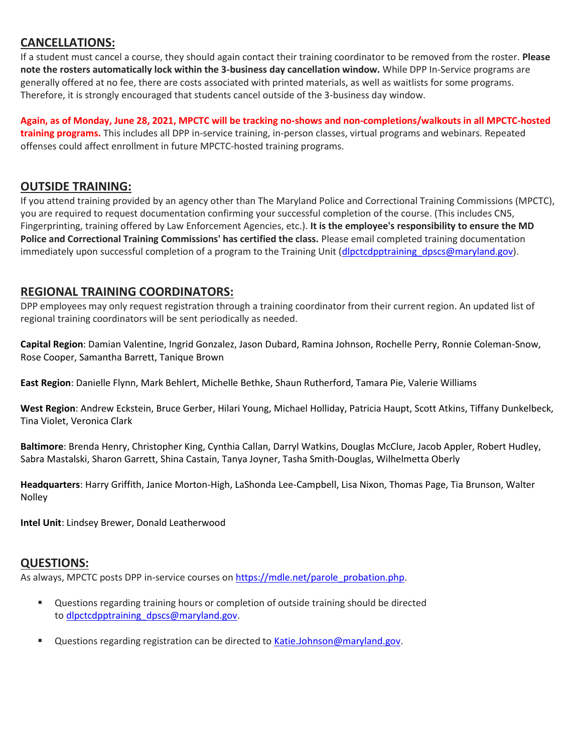## CANCELLATIONS:

If a student must cancel a course, they should again contact their training coordinator to be removed from the roster. **Please note the rosters automatically lock within the 3-business day cancellation window.** While DPP In-Service programs are generally offered at no fee, there are costs associated with printed materials, as well as waitlists for some programs. Therefore, it is strongly encouraged that students cancel outside of the 3-business day window.

**Again, as of Monday, June 28, 2021, MPCTC will be tracking no-shows and non-completions/walkouts in all MPCTC-hosted training programs.** This includes all DPP in-service training, in-person classes, virtual programs and webinars. Repeated offenses could affect enrollment in future MPCTC-hosted training programs.

## OUTSIDE TRAINING:

If you attend training provided by an agency other than The Maryland Police and Correctional Training Commissions (MPCTC), you are required to request documentation confirming your successful completion of the course. (This includes CN5, Fingerprinting, training offered by Law Enforcement Agencies, etc.). **It is the employee's responsibility to ensure the MD Police and Correctional Training Commissions' has certified the class.** Please email completed training documentation immediately upon successful completion of a program to the Training Unit (dlpctcdpptraining_dpscs@maryland.gov).

## REGIONAL TRAINING COORDINATORS:

DPP employees may only request registration through a training coordinator from their current region. An updated list of regional training coordinators will be sent periodically as needed.

**Capital Region**: Damian Valentine, Ingrid Gonzalez, Jason Dubard, Ramina Johnson, Rochelle Perry, Ronnie Coleman-Snow, Rose Cooper, Samantha Barrett, Tanique Brown

**East Region**: Danielle Flynn, Mark Behlert, Michelle Bethke, Shaun Rutherford, Tamara Pie, Valerie Williams

**West Region**: Andrew Eckstein, Bruce Gerber, Hilari Young, Michael Holliday, Patricia Haupt, Scott Atkins, Tiffany Dunkelbeck, Tina Violet, Veronica Clark

**Baltimore**: Brenda Henry, Christopher King, Cynthia Callan, Darryl Watkins, Douglas McClure, Jacob Appler, Robert Hudley, Sabra Mastalski, Sharon Garrett, Shina Castain, Tanya Joyner, Tasha Smith-Douglas, Wilhelmetta Oberly

**Headquarters**: Harry Griffith, Janice Morton-High, LaShonda Lee-Campbell, Lisa Nixon, Thomas Page, Tia Brunson, Walter Nolley

**Intel Unit**: Lindsey Brewer, Donald Leatherwood

## QUESTIONS:

As always, MPCTC posts DPP in-service courses on https://mdle.net/parole_probation.php.

- Questions regarding training hours or completion of outside training should be directed to dlpctcdpptraining_dpscs@maryland.gov.
- Questions regarding registration can be directed to Katie.Johnson@maryland.gov.